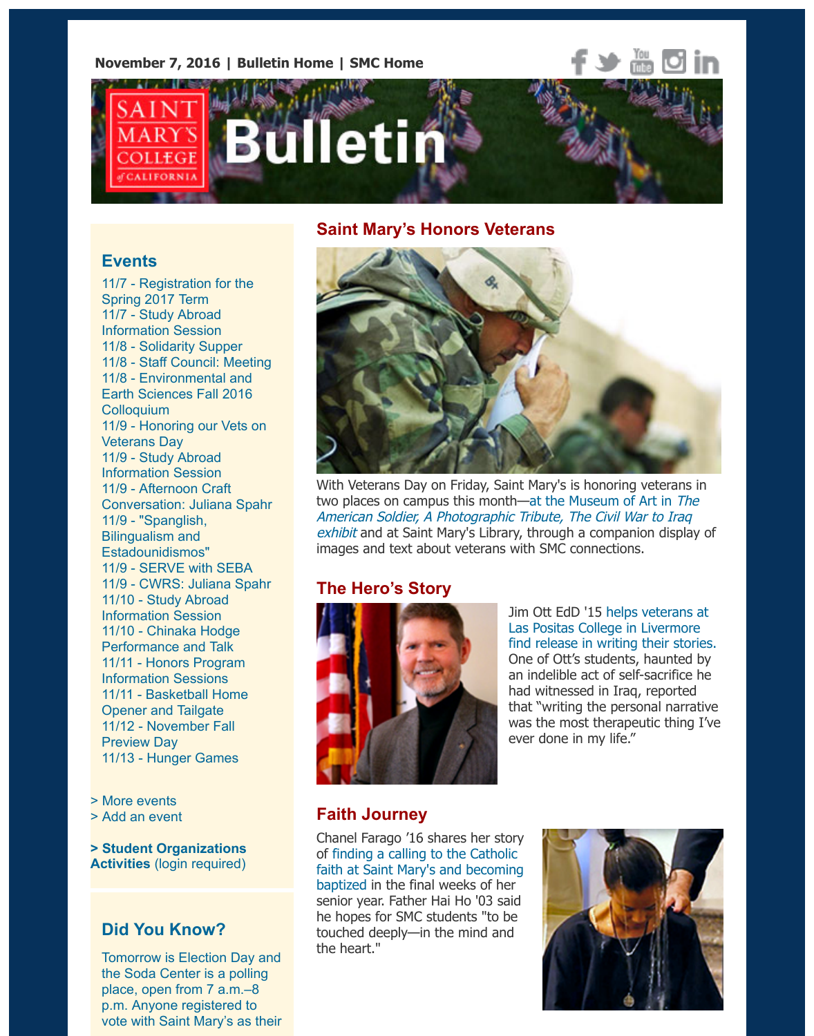November 7, 2016 | Bulletin Home | SMC Home

# Saint Mary's College of California Bulletin

## Events

11/7 - Registration for the Spring 2017 Term
11/7 - Study Abroad Information Session
11/8 - Solidarity Supper
11/8 - Staff Council: Meeting
11/8 - Environmental and Earth Sciences Fall 2016 Colloquium
11/9 - Honoring our Vets on Veterans Day
11/9 - Study Abroad Information Session
11/9 - Afternoon Craft Conversation: Juliana Spahr
11/9 - "Spanglish, Bilingualism and Estadounidismos"
11/9 - SERVE with SEBA
11/9 - CWRS: Juliana Spahr
11/10 - Study Abroad Information Session
11/10 - Chinaka Hodge Performance and Talk
11/11 - Honors Program Information Sessions
11/11 - Basketball Home Opener and Tailgate
11/12 - November Fall Preview Day
11/13 - Hunger Games

> More events
> Add an event

**> Student Organizations Activities** (login required)

## Did You Know?

Tomorrow is Election Day and the Soda Center is a polling place, open from 7 a.m.–8 p.m. Anyone registered to vote with Saint Mary's as their

## Saint Mary's Honors Veterans

With Veterans Day on Friday, Saint Mary's is honoring veterans in two places on campus this month—at the Museum of Art in *The American Soldier, A Photographic Tribute, The Civil War to Iraq exhibit* and at Saint Mary's Library, through a companion display of images and text about veterans with SMC connections.

## The Hero's Story

Jim Ott EdD '15 helps veterans at Las Positas College in Livermore find release in writing their stories. One of Ott's students, haunted by an indelible act of self-sacrifice he had witnessed in Iraq, reported that "writing the personal narrative was the most therapeutic thing I've ever done in my life."

## Faith Journey

Chanel Farago '16 shares her story of finding a calling to the Catholic faith at Saint Mary's and becoming baptized in the final weeks of her senior year. Father Hai Ho '03 said he hopes for SMC students "to be touched deeply—in the mind and the heart."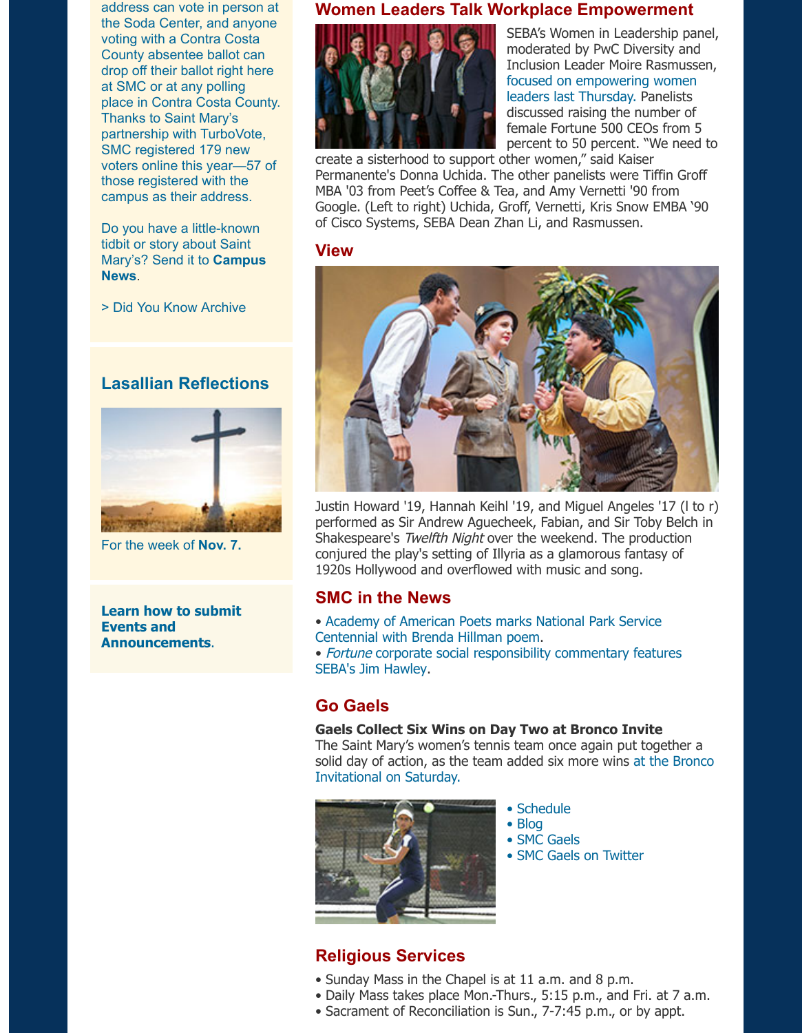address can vote in person at the Soda Center, and anyone voting with a Contra Costa County absentee ballot can drop off their ballot right here at SMC or at any polling place in Contra Costa County. Thanks to Saint Mary's partnership with TurboVote, SMC registered 179 new voters online this year—57 of those registered with the campus as their address.

Do you have a little-known tidbit or story about Saint Mary's? Send it to **Campus News**.

> Did You Know Archive

## Lasallian Reflections

For the week of **Nov. 7**.

**Learn how to submit Events and Announcements**.

## Women Leaders Talk Workplace Empowerment

SEBA's Women in Leadership panel, moderated by PwC Diversity and Inclusion Leader Moire Rasmussen, focused on empowering women leaders last Thursday. Panelists discussed raising the number of female Fortune 500 CEOs from 5 percent to 50 percent. "We need to create a sisterhood to support other women," said Kaiser Permanente's Donna Uchida. The other panelists were Tiffin Groff MBA '03 from Peet's Coffee & Tea, and Amy Vernetti '90 from Google. (Left to right) Uchida, Groff, Vernetti, Kris Snow EMBA '90 of Cisco Systems, SEBA Dean Zhan Li, and Rasmussen.

## View

Justin Howard '19, Hannah Keihl '19, and Miguel Angeles '17 (l to r) performed as Sir Andrew Aguecheek, Fabian, and Sir Toby Belch in Shakespeare's *Twelfth Night* over the weekend. The production conjured the play's setting of Illyria as a glamorous fantasy of 1920s Hollywood and overflowed with music and song.

## SMC in the News

- Academy of American Poets marks National Park Service Centennial with Brenda Hillman poem.
- *Fortune* corporate social responsibility commentary features SEBA's Jim Hawley.

## Go Gaels

**Gaels Collect Six Wins on Day Two at Bronco Invite**
The Saint Mary's women's tennis team once again put together a solid day of action, as the team added six more wins at the Bronco Invitational on Saturday.

- Schedule
- Blog
- SMC Gaels
- SMC Gaels on Twitter

## Religious Services

- Sunday Mass in the Chapel is at 11 a.m. and 8 p.m.
- Daily Mass takes place Mon.-Thurs., 5:15 p.m., and Fri. at 7 a.m.
- Sacrament of Reconciliation is Sun., 7-7:45 p.m., or by appt.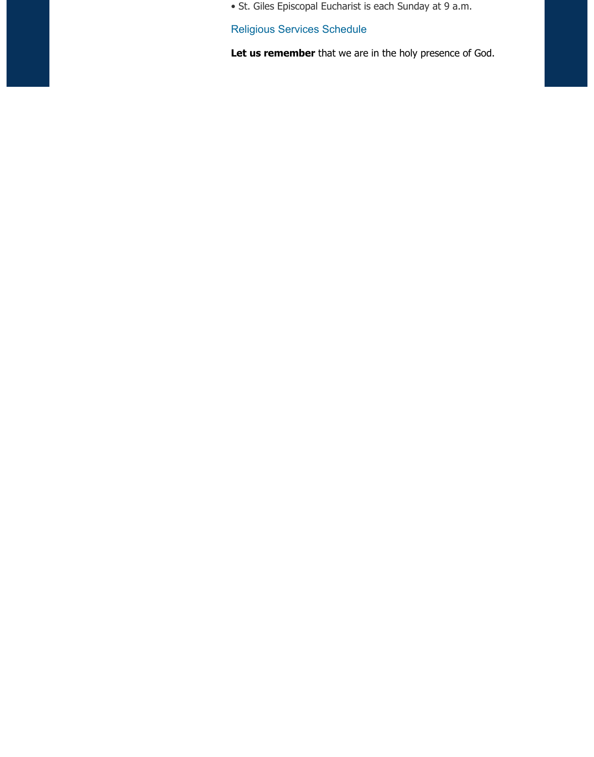• St. Giles Episcopal Eucharist is each Sunday at 9 a.m.

Religious Services Schedule

**Let us remember** that we are in the holy presence of God.